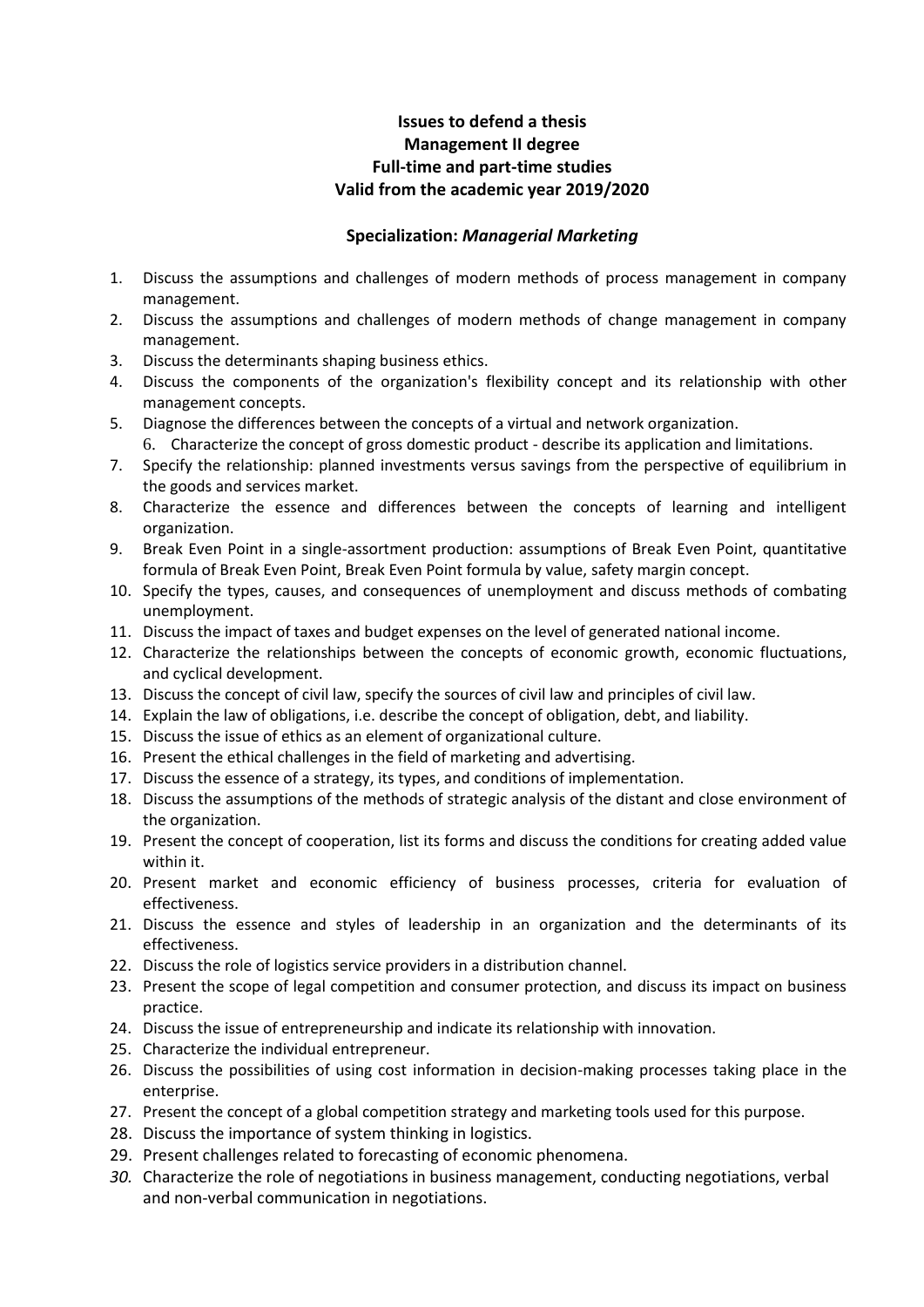**Issues to defend a thesis**
**Management II degree**
**Full-time and part-time studies**
**Valid from the academic year 2019/2020**

**Specialization: *Managerial Marketing***

1. Discuss the assumptions and challenges of modern methods of process management in company management.
2. Discuss the assumptions and challenges of modern methods of change management in company management.
3. Discuss the determinants shaping business ethics.
4. Discuss the components of the organization's flexibility concept and its relationship with other management concepts.
5. Diagnose the differences between the concepts of a virtual and network organization.
6. Characterize the concept of gross domestic product - describe its application and limitations.
7. Specify the relationship: planned investments versus savings from the perspective of equilibrium in the goods and services market.
8. Characterize the essence and differences between the concepts of learning and intelligent organization.
9. Break Even Point in a single-assortment production: assumptions of Break Even Point, quantitative formula of Break Even Point, Break Even Point formula by value, safety margin concept.
10. Specify the types, causes, and consequences of unemployment and discuss methods of combating unemployment.
11. Discuss the impact of taxes and budget expenses on the level of generated national income.
12. Characterize the relationships between the concepts of economic growth, economic fluctuations, and cyclical development.
13. Discuss the concept of civil law, specify the sources of civil law and principles of civil law.
14. Explain the law of obligations, i.e. describe the concept of obligation, debt, and liability.
15. Discuss the issue of ethics as an element of organizational culture.
16. Present the ethical challenges in the field of marketing and advertising.
17. Discuss the essence of a strategy, its types, and conditions of implementation.
18. Discuss the assumptions of the methods of strategic analysis of the distant and close environment of the organization.
19. Present the concept of cooperation, list its forms and discuss the conditions for creating added value within it.
20. Present market and economic efficiency of business processes, criteria for evaluation of effectiveness.
21. Discuss the essence and styles of leadership in an organization and the determinants of its effectiveness.
22. Discuss the role of logistics service providers in a distribution channel.
23. Present the scope of legal competition and consumer protection, and discuss its impact on business practice.
24. Discuss the issue of entrepreneurship and indicate its relationship with innovation.
25. Characterize the individual entrepreneur.
26. Discuss the possibilities of using cost information in decision-making processes taking place in the enterprise.
27. Present the concept of a global competition strategy and marketing tools used for this purpose.
28. Discuss the importance of system thinking in logistics.
29. Present challenges related to forecasting of economic phenomena.
30. Characterize the role of negotiations in business management, conducting negotiations, verbal and non-verbal communication in negotiations.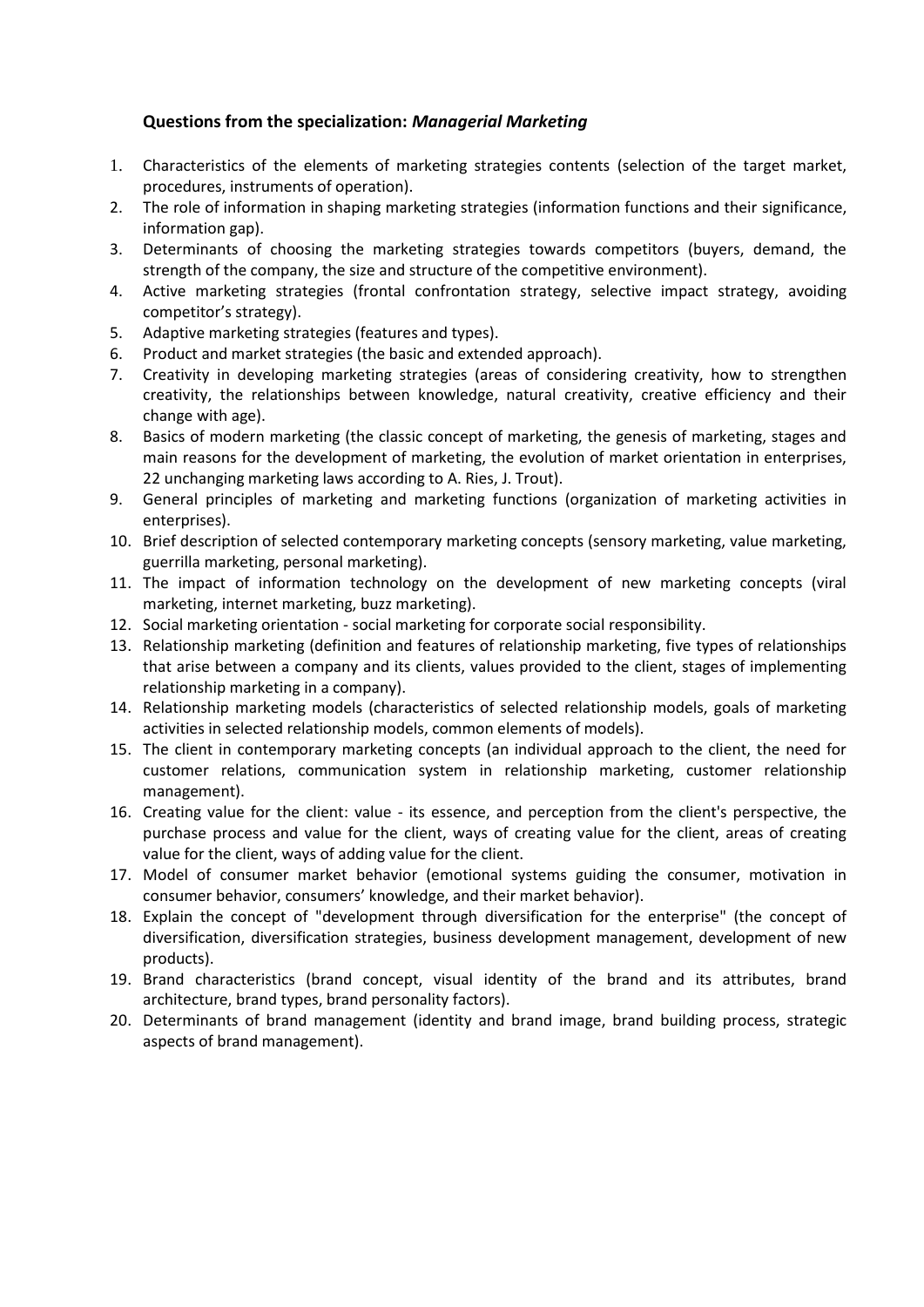## **Questions from the specialization: *Managerial Marketing***

1. Characteristics of the elements of marketing strategies contents (selection of the target market, procedures, instruments of operation).
2. The role of information in shaping marketing strategies (information functions and their significance, information gap).
3. Determinants of choosing the marketing strategies towards competitors (buyers, demand, the strength of the company, the size and structure of the competitive environment).
4. Active marketing strategies (frontal confrontation strategy, selective impact strategy, avoiding competitor's strategy).
5. Adaptive marketing strategies (features and types).
6. Product and market strategies (the basic and extended approach).
7. Creativity in developing marketing strategies (areas of considering creativity, how to strengthen creativity, the relationships between knowledge, natural creativity, creative efficiency and their change with age).
8. Basics of modern marketing (the classic concept of marketing, the genesis of marketing, stages and main reasons for the development of marketing, the evolution of market orientation in enterprises, 22 unchanging marketing laws according to A. Ries, J. Trout).
9. General principles of marketing and marketing functions (organization of marketing activities in enterprises).
10. Brief description of selected contemporary marketing concepts (sensory marketing, value marketing, guerrilla marketing, personal marketing).
11. The impact of information technology on the development of new marketing concepts (viral marketing, internet marketing, buzz marketing).
12. Social marketing orientation - social marketing for corporate social responsibility.
13. Relationship marketing (definition and features of relationship marketing, five types of relationships that arise between a company and its clients, values provided to the client, stages of implementing relationship marketing in a company).
14. Relationship marketing models (characteristics of selected relationship models, goals of marketing activities in selected relationship models, common elements of models).
15. The client in contemporary marketing concepts (an individual approach to the client, the need for customer relations, communication system in relationship marketing, customer relationship management).
16. Creating value for the client: value - its essence, and perception from the client's perspective, the purchase process and value for the client, ways of creating value for the client, areas of creating value for the client, ways of adding value for the client.
17. Model of consumer market behavior (emotional systems guiding the consumer, motivation in consumer behavior, consumers' knowledge, and their market behavior).
18. Explain the concept of "development through diversification for the enterprise" (the concept of diversification, diversification strategies, business development management, development of new products).
19. Brand characteristics (brand concept, visual identity of the brand and its attributes, brand architecture, brand types, brand personality factors).
20. Determinants of brand management (identity and brand image, brand building process, strategic aspects of brand management).